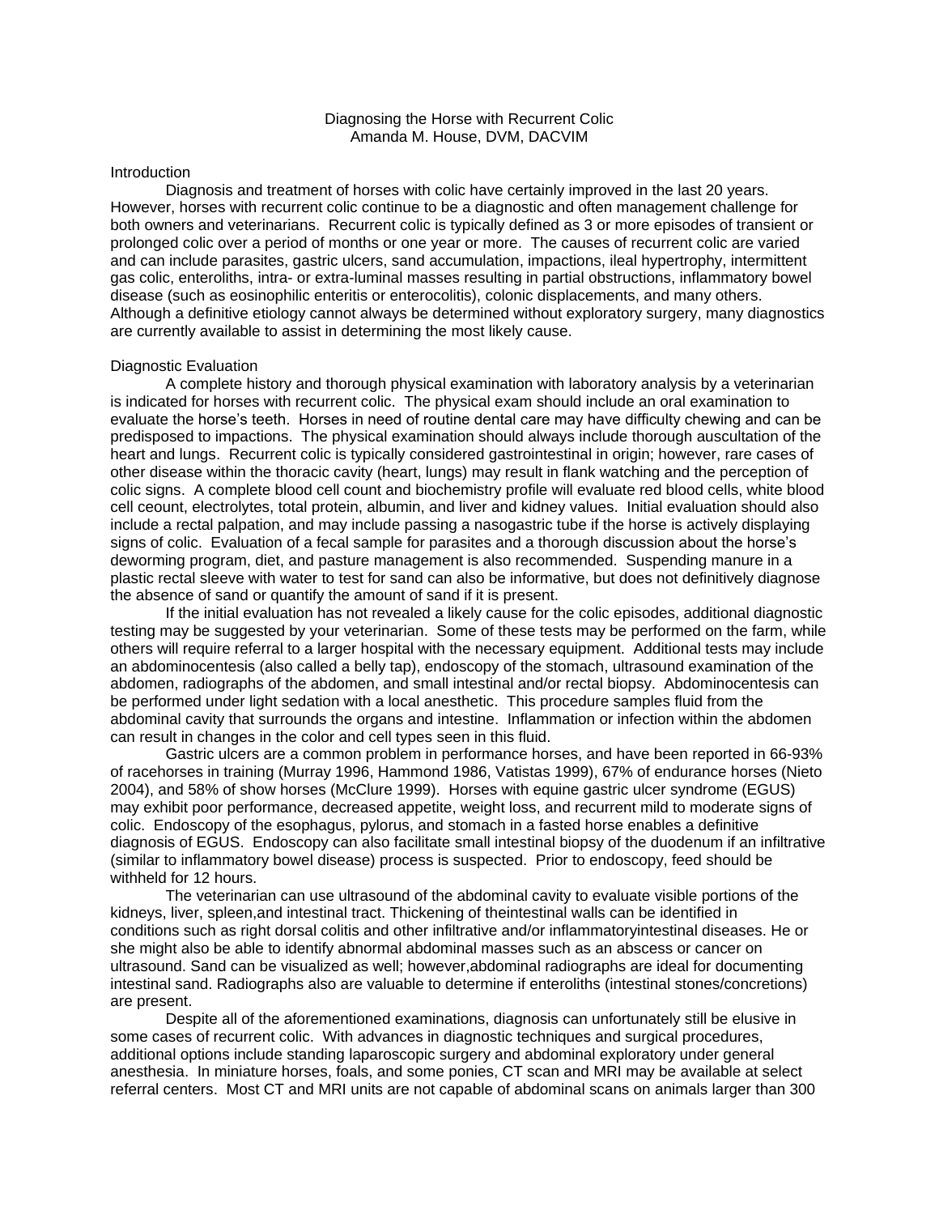# Diagnosing the Horse with Recurrent Colic

Amanda M. House, DVM, DACVIM

## Introduction

Diagnosis and treatment of horses with colic have certainly improved in the last 20 years. However, horses with recurrent colic continue to be a diagnostic and often management challenge for both owners and veterinarians. Recurrent colic is typically defined as 3 or more episodes of transient or prolonged colic over a period of months or one year or more. The causes of recurrent colic are varied and can include parasites, gastric ulcers, sand accumulation, impactions, ileal hypertrophy, intermittent gas colic, enteroliths, intra- or extra-luminal masses resulting in partial obstructions, inflammatory bowel disease (such as eosinophilic enteritis or enterocolitis), colonic displacements, and many others. Although a definitive etiology cannot always be determined without exploratory surgery, many diagnostics are currently available to assist in determining the most likely cause.

## Diagnostic Evaluation

A complete history and thorough physical examination with laboratory analysis by a veterinarian is indicated for horses with recurrent colic. The physical exam should include an oral examination to evaluate the horse's teeth. Horses in need of routine dental care may have difficulty chewing and can be predisposed to impactions. The physical examination should always include thorough auscultation of the heart and lungs. Recurrent colic is typically considered gastrointestinal in origin; however, rare cases of other disease within the thoracic cavity (heart, lungs) may result in flank watching and the perception of colic signs. A complete blood cell count and biochemistry profile will evaluate red blood cells, white blood cell ceount, electrolytes, total protein, albumin, and liver and kidney values. Initial evaluation should also include a rectal palpation, and may include passing a nasogastric tube if the horse is actively displaying signs of colic. Evaluation of a fecal sample for parasites and a thorough discussion about the horse's deworming program, diet, and pasture management is also recommended. Suspending manure in a plastic rectal sleeve with water to test for sand can also be informative, but does not definitively diagnose the absence of sand or quantify the amount of sand if it is present.

If the initial evaluation has not revealed a likely cause for the colic episodes, additional diagnostic testing may be suggested by your veterinarian. Some of these tests may be performed on the farm, while others will require referral to a larger hospital with the necessary equipment. Additional tests may include an abdominocentesis (also called a belly tap), endoscopy of the stomach, ultrasound examination of the abdomen, radiographs of the abdomen, and small intestinal and/or rectal biopsy. Abdominocentesis can be performed under light sedation with a local anesthetic. This procedure samples fluid from the abdominal cavity that surrounds the organs and intestine. Inflammation or infection within the abdomen can result in changes in the color and cell types seen in this fluid.

Gastric ulcers are a common problem in performance horses, and have been reported in 66-93% of racehorses in training (Murray 1996, Hammond 1986, Vatistas 1999), 67% of endurance horses (Nieto 2004), and 58% of show horses (McClure 1999). Horses with equine gastric ulcer syndrome (EGUS) may exhibit poor performance, decreased appetite, weight loss, and recurrent mild to moderate signs of colic. Endoscopy of the esophagus, pylorus, and stomach in a fasted horse enables a definitive diagnosis of EGUS. Endoscopy can also facilitate small intestinal biopsy of the duodenum if an infiltrative (similar to inflammatory bowel disease) process is suspected. Prior to endoscopy, feed should be withheld for 12 hours.

The veterinarian can use ultrasound of the abdominal cavity to evaluate visible portions of the kidneys, liver, spleen,and intestinal tract. Thickening of theintestinal walls can be identified in conditions such as right dorsal colitis and other infiltrative and/or inflammatoryintestinal diseases. He or she might also be able to identify abnormal abdominal masses such as an abscess or cancer on ultrasound. Sand can be visualized as well; however,abdominal radiographs are ideal for documenting intestinal sand. Radiographs also are valuable to determine if enteroliths (intestinal stones/concretions) are present.

Despite all of the aforementioned examinations, diagnosis can unfortunately still be elusive in some cases of recurrent colic. With advances in diagnostic techniques and surgical procedures, additional options include standing laparoscopic surgery and abdominal exploratory under general anesthesia. In miniature horses, foals, and some ponies, CT scan and MRI may be available at select referral centers. Most CT and MRI units are not capable of abdominal scans on animals larger than 300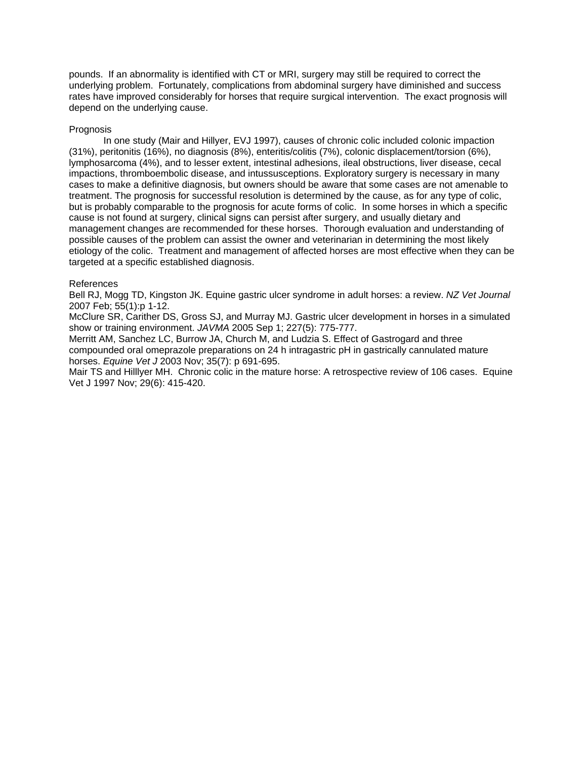pounds. If an abnormality is identified with CT or MRI, surgery may still be required to correct the underlying problem. Fortunately, complications from abdominal surgery have diminished and success rates have improved considerably for horses that require surgical intervention. The exact prognosis will depend on the underlying cause.

## Prognosis

In one study (Mair and Hillyer, EVJ 1997), causes of chronic colic included colonic impaction (31%), peritonitis (16%), no diagnosis (8%), enteritis/colitis (7%), colonic displacement/torsion (6%), lymphosarcoma (4%), and to lesser extent, intestinal adhesions, ileal obstructions, liver disease, cecal impactions, thromboembolic disease, and intussusceptions. Exploratory surgery is necessary in many cases to make a definitive diagnosis, but owners should be aware that some cases are not amenable to treatment. The prognosis for successful resolution is determined by the cause, as for any type of colic, but is probably comparable to the prognosis for acute forms of colic. In some horses in which a specific cause is not found at surgery, clinical signs can persist after surgery, and usually dietary and management changes are recommended for these horses. Thorough evaluation and understanding of possible causes of the problem can assist the owner and veterinarian in determining the most likely etiology of the colic. Treatment and management of affected horses are most effective when they can be targeted at a specific established diagnosis.

## References

Bell RJ, Mogg TD, Kingston JK. Equine gastric ulcer syndrome in adult horses: a review. *NZ Vet Journal* 2007 Feb; 55(1):p 1-12.

McClure SR, Carither DS, Gross SJ, and Murray MJ. Gastric ulcer development in horses in a simulated show or training environment. *JAVMA* 2005 Sep 1; 227(5): 775-777.

Merritt AM, Sanchez LC, Burrow JA, Church M, and Ludzia S. Effect of Gastrogard and three compounded oral omeprazole preparations on 24 h intragastric pH in gastrically cannulated mature horses. *Equine Vet J* 2003 Nov; 35(7): p 691-695.

Mair TS and Hilllyer MH. Chronic colic in the mature horse: A retrospective review of 106 cases. Equine Vet J 1997 Nov; 29(6): 415-420.